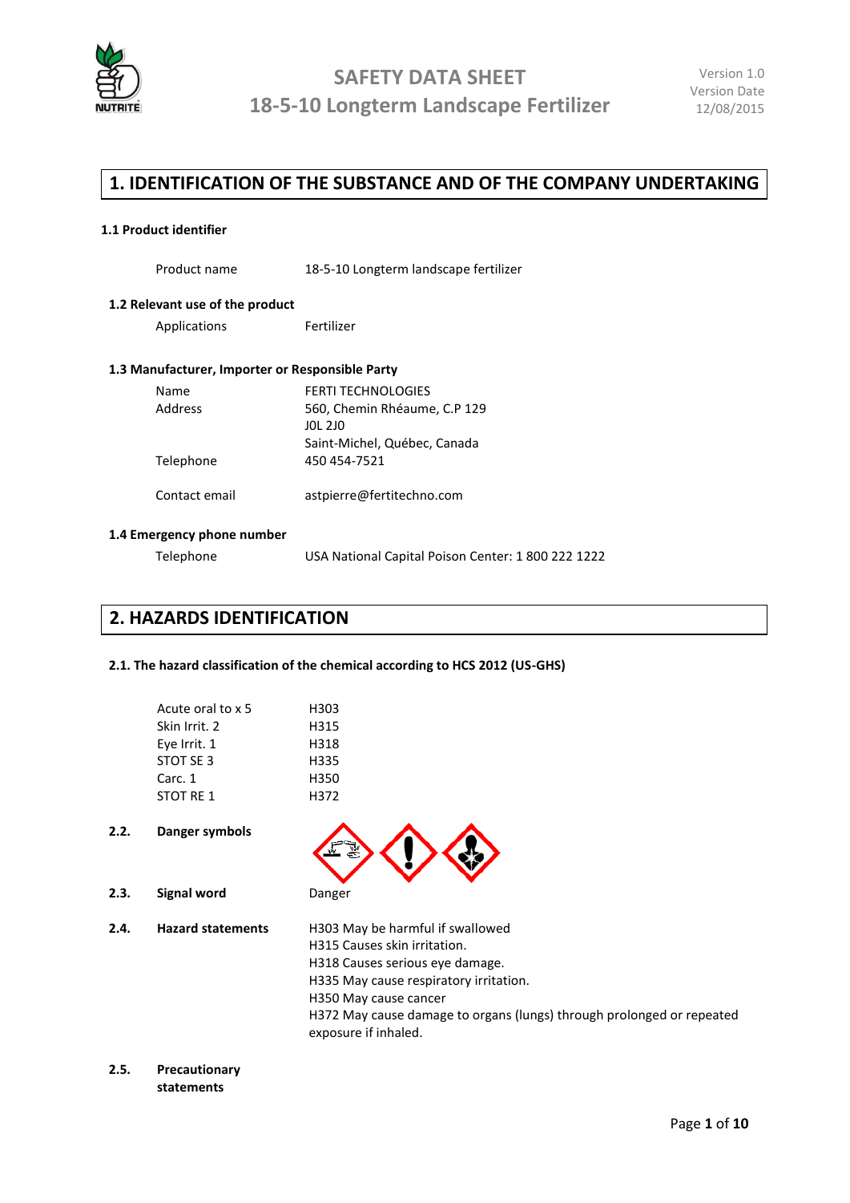# SAFETY DATA SHEET

# 18-5-10 Longterm Landscape Fertilizer

Version 1.0
Version Date
12/08/2015

## 1. IDENTIFICATION OF THE SUBSTANCE AND OF THE COMPANY UNDERTAKING

### 1.1 Product identifier

| | |
|---|---|
| Product name | 18-5-10 Longterm landscape fertilizer |

### 1.2 Relevant use of the product

| | |
|---|---|
| Applications | Fertilizer |

### 1.3 Manufacturer, Importer or Responsible Party

| | |
|---|---|
| Name | FERTI TECHNOLOGIES |
| Address | 560, Chemin Rhéaume, C.P 129<br>J0L 2J0<br>Saint-Michel, Québec, Canada |
| Telephone | 450 454-7521 |
| Contact email | astpierre@fertitechno.com |

### 1.4 Emergency phone number

| | |
|---|---|
| Telephone | USA National Capital Poison Center: 1 800 222 1222 |

## 2. HAZARDS IDENTIFICATION

### 2.1. The hazard classification of the chemical according to HCS 2012 (US-GHS)

| | |
|---|---|
| Acute oral to x 5 | H303 |
| Skin Irrit. 2 | H315 |
| Eye Irrit. 1 | H318 |
| STOT SE 3 | H335 |
| Carc. 1 | H350 |
| STOT RE 1 | H372 |

**2.2. Danger symbols**

**2.3. Signal word** Danger

**2.4. Hazard statements**

H303 May be harmful if swallowed
H315 Causes skin irritation.
H318 Causes serious eye damage.
H335 May cause respiratory irritation.
H350 May cause cancer
H372 May cause damage to organs (lungs) through prolonged or repeated exposure if inhaled.

**2.5. Precautionary statements**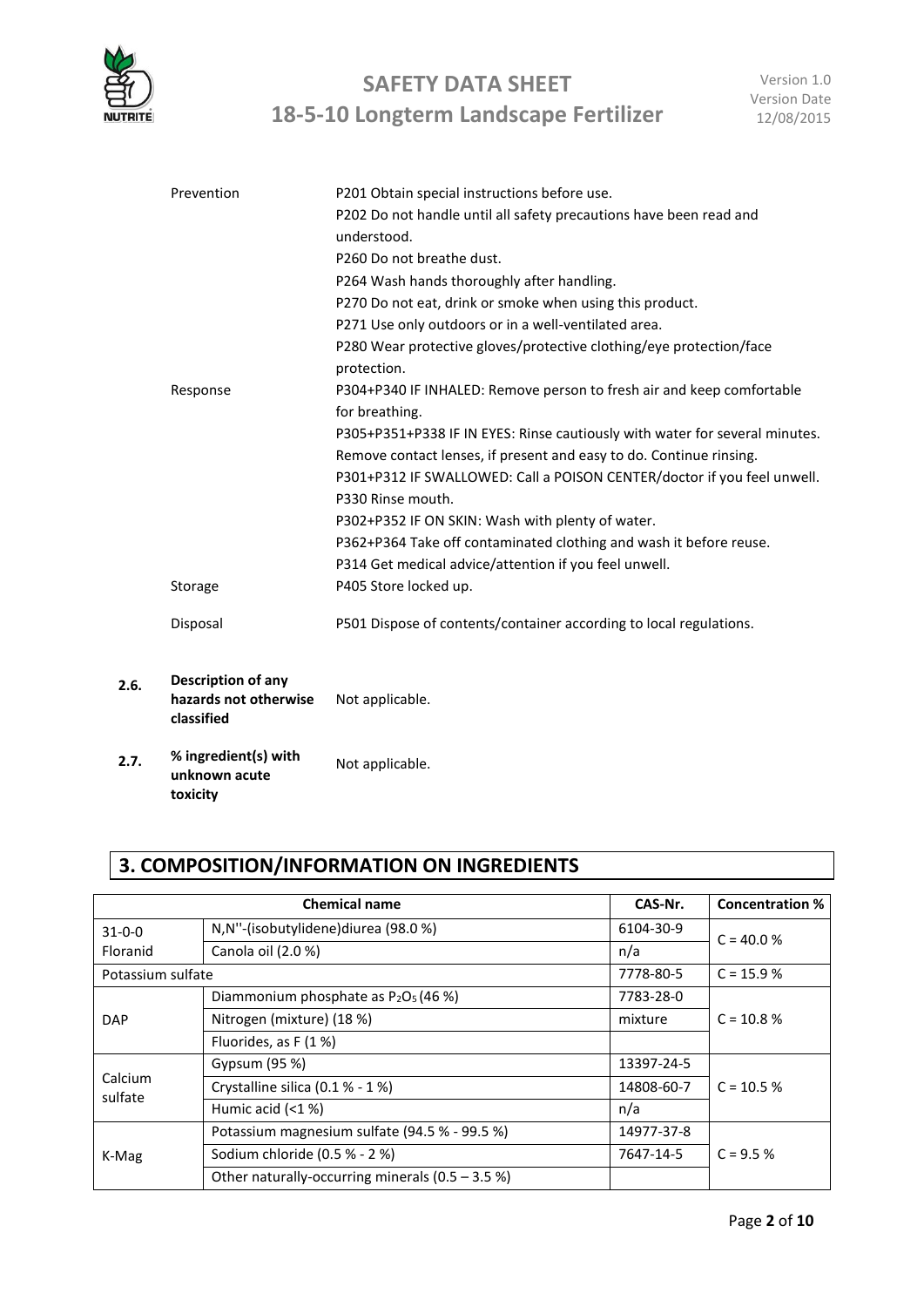| | |
|---|---|
| Prevention | P201 Obtain special instructions before use.<br>P202 Do not handle until all safety precautions have been read and understood.<br>P260 Do not breathe dust.<br>P264 Wash hands thoroughly after handling.<br>P270 Do not eat, drink or smoke when using this product.<br>P271 Use only outdoors or in a well-ventilated area.<br>P280 Wear protective gloves/protective clothing/eye protection/face protection. |
| Response | P304+P340 IF INHALED: Remove person to fresh air and keep comfortable for breathing.<br>P305+P351+P338 IF IN EYES: Rinse cautiously with water for several minutes. Remove contact lenses, if present and easy to do. Continue rinsing.<br>P301+P312 IF SWALLOWED: Call a POISON CENTER/doctor if you feel unwell.<br>P330 Rinse mouth.<br>P302+P352 IF ON SKIN: Wash with plenty of water.<br>P362+P364 Take off contaminated clothing and wash it before reuse.<br>P314 Get medical advice/attention if you feel unwell. |
| Storage | P405 Store locked up. |
| Disposal | P501 Dispose of contents/container according to local regulations. |

**2.6. Description of any hazards not otherwise classified** Not applicable.

**2.7. % ingredient(s) with unknown acute toxicity** Not applicable.

## 3. COMPOSITION/INFORMATION ON INGREDIENTS

| Chemical name | | CAS-Nr. | Concentration % |
|---|---|---|---|
| 31-0-0 Floranid | N,N''-(isobutylidene)diurea (98.0 %) | 6104-30-9 | C = 40.0 % |
| | Canola oil (2.0 %) | n/a | |
| Potassium sulfate | | 7778-80-5 | C = 15.9 % |
| DAP | Diammonium phosphate as $P_2O_5$ (46 %) | 7783-28-0 | C = 10.8 % |
| | Nitrogen (mixture) (18 %) | mixture | |
| | Fluorides, as F (1 %) | | |
| Calcium sulfate | Gypsum (95 %) | 13397-24-5 | C = 10.5 % |
| | Crystalline silica (0.1 % - 1 %) | 14808-60-7 | |
| | Humic acid (<1 %) | n/a | |
| K-Mag | Potassium magnesium sulfate (94.5 % - 99.5 %) | 14977-37-8 | C = 9.5 % |
| | Sodium chloride (0.5 % - 2 %) | 7647-14-5 | |
| | Other naturally-occurring minerals (0.5 – 3.5 %) | | |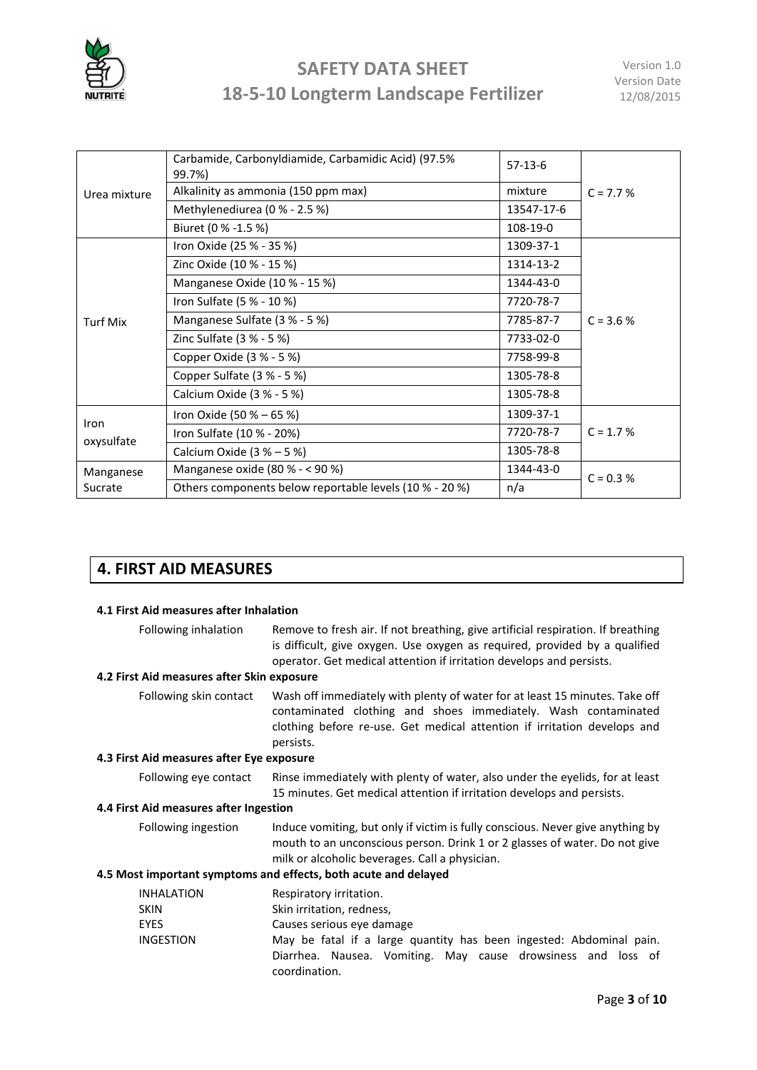| | | | |
|---|---|---|---|
| Urea mixture | Carbamide, Carbonyldiamide, Carbamidic Acid) (97.5% 99.7%) | 57-13-6 | C = 7.7 % |
| | Alkalinity as ammonia (150 ppm max) | mixture | |
| | Methylenediurea (0 % - 2.5 %) | 13547-17-6 | |
| | Biuret (0 % -1.5 %) | 108-19-0 | |
| Turf Mix | Iron Oxide (25 % - 35 %) | 1309-37-1 | C = 3.6 % |
| | Zinc Oxide (10 % - 15 %) | 1314-13-2 | |
| | Manganese Oxide (10 % - 15 %) | 1344-43-0 | |
| | Iron Sulfate (5 % - 10 %) | 7720-78-7 | |
| | Manganese Sulfate (3 % - 5 %) | 7785-87-7 | |
| | Zinc Sulfate (3 % - 5 %) | 7733-02-0 | |
| | Copper Oxide (3 % - 5 %) | 7758-99-8 | |
| | Copper Sulfate (3 % - 5 %) | 1305-78-8 | |
| | Calcium Oxide (3 % - 5 %) | 1305-78-8 | |
| Iron oxysulfate | Iron Oxide (50 % – 65 %) | 1309-37-1 | C = 1.7 % |
| | Iron Sulfate (10 % - 20%) | 7720-78-7 | |
| | Calcium Oxide (3 % – 5 %) | 1305-78-8 | |
| Manganese Sucrate | Manganese oxide (80 % - < 90 %) | 1344-43-0 | C = 0.3 % |
| | Others components below reportable levels (10 % - 20 %) | n/a | |

## 4. FIRST AID MEASURES

### 4.1 First Aid measures after Inhalation

Following inhalation: Remove to fresh air. If not breathing, give artificial respiration. If breathing is difficult, give oxygen. Use oxygen as required, provided by a qualified operator. Get medical attention if irritation develops and persists.

### 4.2 First Aid measures after Skin exposure

Following skin contact: Wash off immediately with plenty of water for at least 15 minutes. Take off contaminated clothing and shoes immediately. Wash contaminated clothing before re-use. Get medical attention if irritation develops and persists.

### 4.3 First Aid measures after Eye exposure

Following eye contact: Rinse immediately with plenty of water, also under the eyelids, for at least 15 minutes. Get medical attention if irritation develops and persists.

### 4.4 First Aid measures after Ingestion

Following ingestion: Induce vomiting, but only if victim is fully conscious. Never give anything by mouth to an unconscious person. Drink 1 or 2 glasses of water. Do not give milk or alcoholic beverages. Call a physician.

### 4.5 Most important symptoms and effects, both acute and delayed

- INHALATION: Respiratory irritation.
- SKIN: Skin irritation, redness,
- EYES: Causes serious eye damage
- INGESTION: May be fatal if a large quantity has been ingested: Abdominal pain. Diarrhea. Nausea. Vomiting. May cause drowsiness and loss of coordination.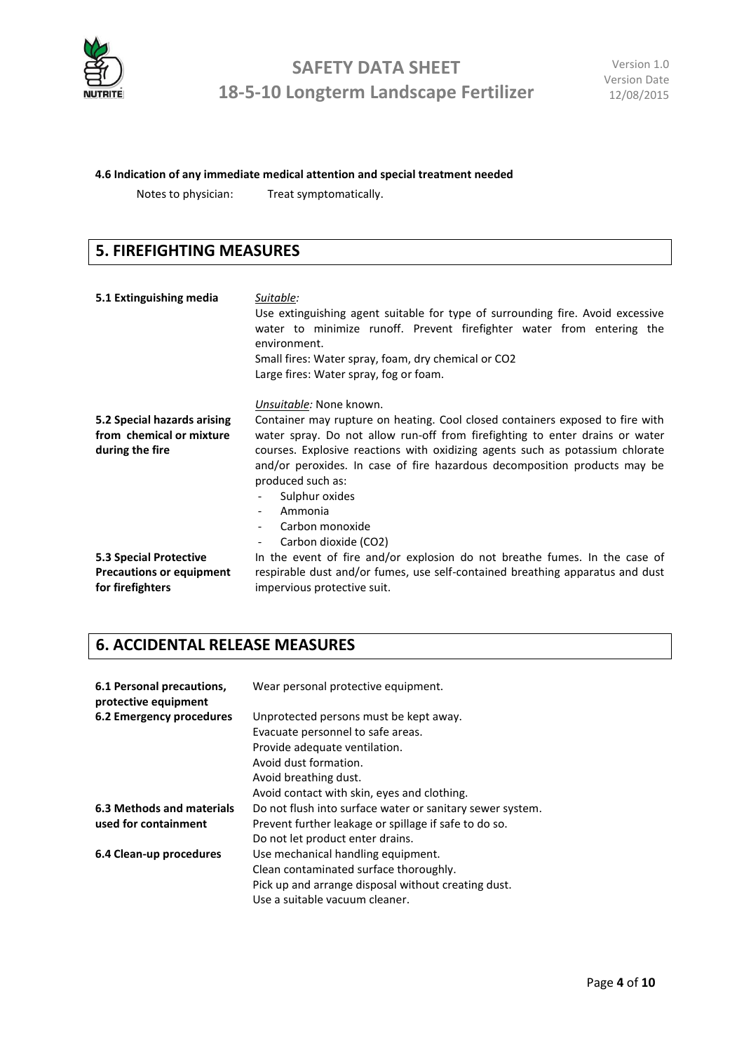**4.6 Indication of any immediate medical attention and special treatment needed**

Notes to physician: Treat symptomatically.

## 5. FIREFIGHTING MEASURES

| | |
|---|---|
| **5.1 Extinguishing media** | *Suitable:*<br>Use extinguishing agent suitable for type of surrounding fire. Avoid excessive water to minimize runoff. Prevent firefighter water from entering the environment.<br>Small fires: Water spray, foam, dry chemical or $CO_2$<br>Large fires: Water spray, fog or foam.<br><br>*Unsuitable:* None known. |
| **5.2 Special hazards arising from chemical or mixture during the fire** | Container may rupture on heating. Cool closed containers exposed to fire with water spray. Do not allow run-off from firefighting to enter drains or water courses. Explosive reactions with oxidizing agents such as potassium chlorate and/or peroxides. In case of fire hazardous decomposition products may be produced such as:<br>- Sulphur oxides<br>- Ammonia<br>- Carbon monoxide<br>- Carbon dioxide ($CO_2$) |
| **5.3 Special Protective Precautions or equipment for firefighters** | In the event of fire and/or explosion do not breathe fumes. In the case of respirable dust and/or fumes, use self-contained breathing apparatus and dust impervious protective suit. |

## 6. ACCIDENTAL RELEASE MEASURES

| | |
|---|---|
| **6.1 Personal precautions, protective equipment** | Wear personal protective equipment. |
| **6.2 Emergency procedures** | Unprotected persons must be kept away.<br>Evacuate personnel to safe areas.<br>Provide adequate ventilation.<br>Avoid dust formation.<br>Avoid breathing dust.<br>Avoid contact with skin, eyes and clothing. |
| **6.3 Methods and materials used for containment** | Do not flush into surface water or sanitary sewer system.<br>Prevent further leakage or spillage if safe to do so.<br>Do not let product enter drains. |
| **6.4 Clean-up procedures** | Use mechanical handling equipment.<br>Clean contaminated surface thoroughly.<br>Pick up and arrange disposal without creating dust.<br>Use a suitable vacuum cleaner. |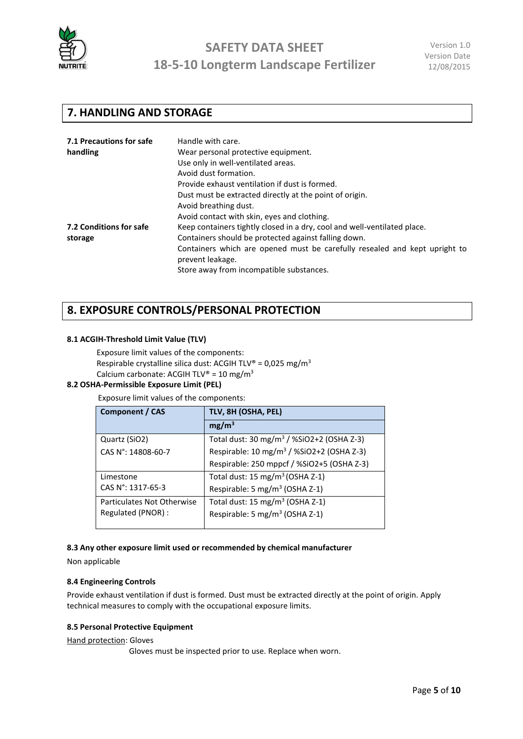## 7. HANDLING AND STORAGE

**7.1 Precautions for safe handling**

Handle with care.
Wear personal protective equipment.
Use only in well-ventilated areas.
Avoid dust formation.
Provide exhaust ventilation if dust is formed.
Dust must be extracted directly at the point of origin.
Avoid breathing dust.
Avoid contact with skin, eyes and clothing.

**7.2 Conditions for safe storage**

Keep containers tightly closed in a dry, cool and well-ventilated place.
Containers should be protected against falling down.
Containers which are opened must be carefully resealed and kept upright to prevent leakage.
Store away from incompatible substances.

## 8. EXPOSURE CONTROLS/PERSONAL PROTECTION

#### 8.1 ACGIH-Threshold Limit Value (TLV)

Exposure limit values of the components:
Respirable crystalline silica dust: ACGIH TLV® = 0,025 $mg/m^3$
Calcium carbonate: ACGIH TLV® = 10 $mg/m^3$

#### 8.2 OSHA-Permissible Exposure Limit (PEL)

Exposure limit values of the components:

| Component / CAS | TLV, 8H (OSHA, PEL) |
|---|---|
| | $mg/m^3$ |
| Quartz ($SiO_2$)<br>CAS N°: 14808-60-7 | Total dust: 30 $mg/m^3$ / %SiO2+2 (OSHA Z-3)<br>Respirable: 10 $mg/m^3$ / %SiO2+2 (OSHA Z-3)<br>Respirable: 250 mppcf / %SiO2+5 (OSHA Z-3) |
| Limestone<br>CAS N°: 1317-65-3 | Total dust: 15 $mg/m^3$ (OSHA Z-1)<br>Respirable: 5 $mg/m^3$ (OSHA Z-1) |
| Particulates Not Otherwise Regulated (PNOR) : | Total dust: 15 $mg/m^3$ (OSHA Z-1)<br>Respirable: 5 $mg/m^3$ (OSHA Z-1) |

#### 8.3 Any other exposure limit used or recommended by chemical manufacturer

Non applicable

#### 8.4 Engineering Controls

Provide exhaust ventilation if dust is formed. Dust must be extracted directly at the point of origin. Apply technical measures to comply with the occupational exposure limits.

#### 8.5 Personal Protective Equipment

Hand protection: Gloves

Gloves must be inspected prior to use. Replace when worn.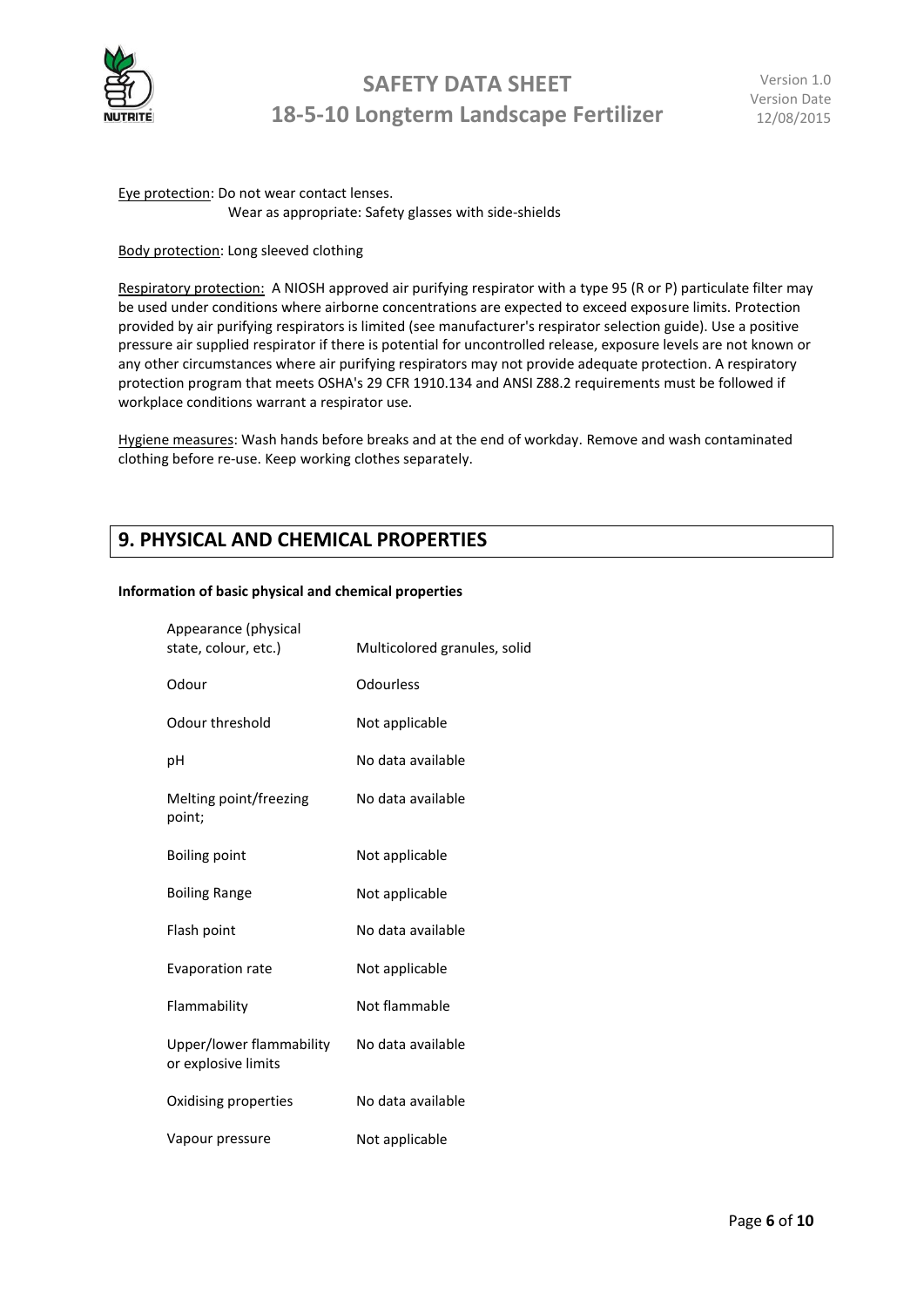Eye protection: Do not wear contact lenses.
Wear as appropriate: Safety glasses with side-shields

Body protection: Long sleeved clothing

Respiratory protection: A NIOSH approved air purifying respirator with a type 95 (R or P) particulate filter may be used under conditions where airborne concentrations are expected to exceed exposure limits. Protection provided by air purifying respirators is limited (see manufacturer's respirator selection guide). Use a positive pressure air supplied respirator if there is potential for uncontrolled release, exposure levels are not known or any other circumstances where air purifying respirators may not provide adequate protection. A respiratory protection program that meets OSHA's 29 CFR 1910.134 and ANSI Z88.2 requirements must be followed if workplace conditions warrant a respirator use.

Hygiene measures: Wash hands before breaks and at the end of workday. Remove and wash contaminated clothing before re-use. Keep working clothes separately.

## 9. PHYSICAL AND CHEMICAL PROPERTIES

**Information of basic physical and chemical properties**

| | |
|---|---|
| Appearance (physical state, colour, etc.) | Multicolored granules, solid |
| Odour | Odourless |
| Odour threshold | Not applicable |
| pH | No data available |
| Melting point/freezing point; | No data available |
| Boiling point | Not applicable |
| Boiling Range | Not applicable |
| Flash point | No data available |
| Evaporation rate | Not applicable |
| Flammability | Not flammable |
| Upper/lower flammability or explosive limits | No data available |
| Oxidising properties | No data available |
| Vapour pressure | Not applicable |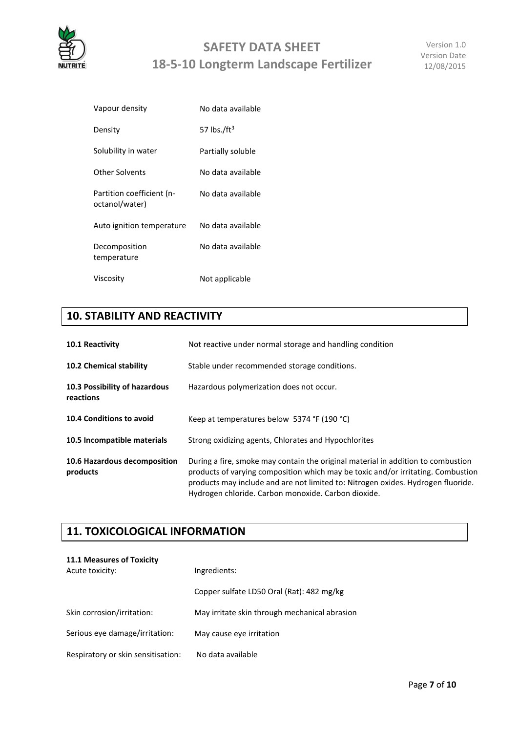| | |
|---|---|
| Vapour density | No data available |
| Density | 57 lbs./ft$^3$ |
| Solubility in water | Partially soluble |
| Other Solvents | No data available |
| Partition coefficient (n-octanol/water) | No data available |
| Auto ignition temperature | No data available |
| Decomposition temperature | No data available |
| Viscosity | Not applicable |

## 10. STABILITY AND REACTIVITY

| | |
|---|---|
| **10.1 Reactivity** | Not reactive under normal storage and handling condition |
| **10.2 Chemical stability** | Stable under recommended storage conditions. |
| **10.3 Possibility of hazardous reactions** | Hazardous polymerization does not occur. |
| **10.4 Conditions to avoid** | Keep at temperatures below 5374 °F (190 °C) |
| **10.5 Incompatible materials** | Strong oxidizing agents, Chlorates and Hypochlorites |
| **10.6 Hazardous decomposition products** | During a fire, smoke may contain the original material in addition to combustion products of varying composition which may be toxic and/or irritating. Combustion products may include and are not limited to: Nitrogen oxides. Hydrogen fluoride. Hydrogen chloride. Carbon monoxide. Carbon dioxide. |

## 11. TOXICOLOGICAL INFORMATION

**11.1 Measures of Toxicity**

| | |
|---|---|
| Acute toxicity: | Ingredients: |
| | Copper sulfate LD50 Oral (Rat): 482 mg/kg |
| Skin corrosion/irritation: | May irritate skin through mechanical abrasion |
| Serious eye damage/irritation: | May cause eye irritation |
| Respiratory or skin sensitisation: | No data available |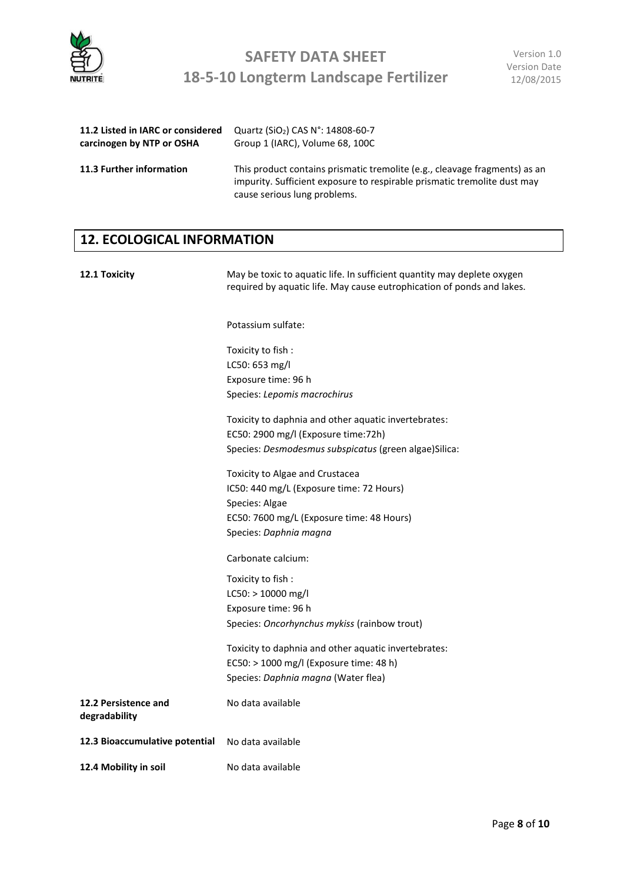**11.2 Listed in IARC or considered carcinogen by NTP or OSHA**

Quartz ($SiO_2$) CAS N°: 14808-60-7
Group 1 (IARC), Volume 68, 100C

**11.3 Further information**

This product contains prismatic tremolite (e.g., cleavage fragments) as an impurity. Sufficient exposure to respirable prismatic tremolite dust may cause serious lung problems.

## 12. ECOLOGICAL INFORMATION

**12.1 Toxicity**

May be toxic to aquatic life. In sufficient quantity may deplete oxygen required by aquatic life. May cause eutrophication of ponds and lakes.

Potassium sulfate:

Toxicity to fish :
LC50: 653 mg/l
Exposure time: 96 h
Species: *Lepomis macrochirus*

Toxicity to daphnia and other aquatic invertebrates:
EC50: 2900 mg/l (Exposure time:72h)
Species: *Desmodesmus subspicatus* (green algae)Silica:

Toxicity to Algae and Crustacea
IC50: 440 mg/L (Exposure time: 72 Hours)
Species: Algae
EC50: 7600 mg/L (Exposure time: 48 Hours)
Species: *Daphnia magna*

Carbonate calcium:

Toxicity to fish :
LC50: > 10000 mg/l
Exposure time: 96 h
Species: *Oncorhynchus mykiss* (rainbow trout)

Toxicity to daphnia and other aquatic invertebrates:
EC50: > 1000 mg/l (Exposure time: 48 h)
Species: *Daphnia magna* (Water flea)

**12.2 Persistence and degradability**

No data available

**12.3 Bioaccumulative potential**

No data available

**12.4 Mobility in soil**

No data available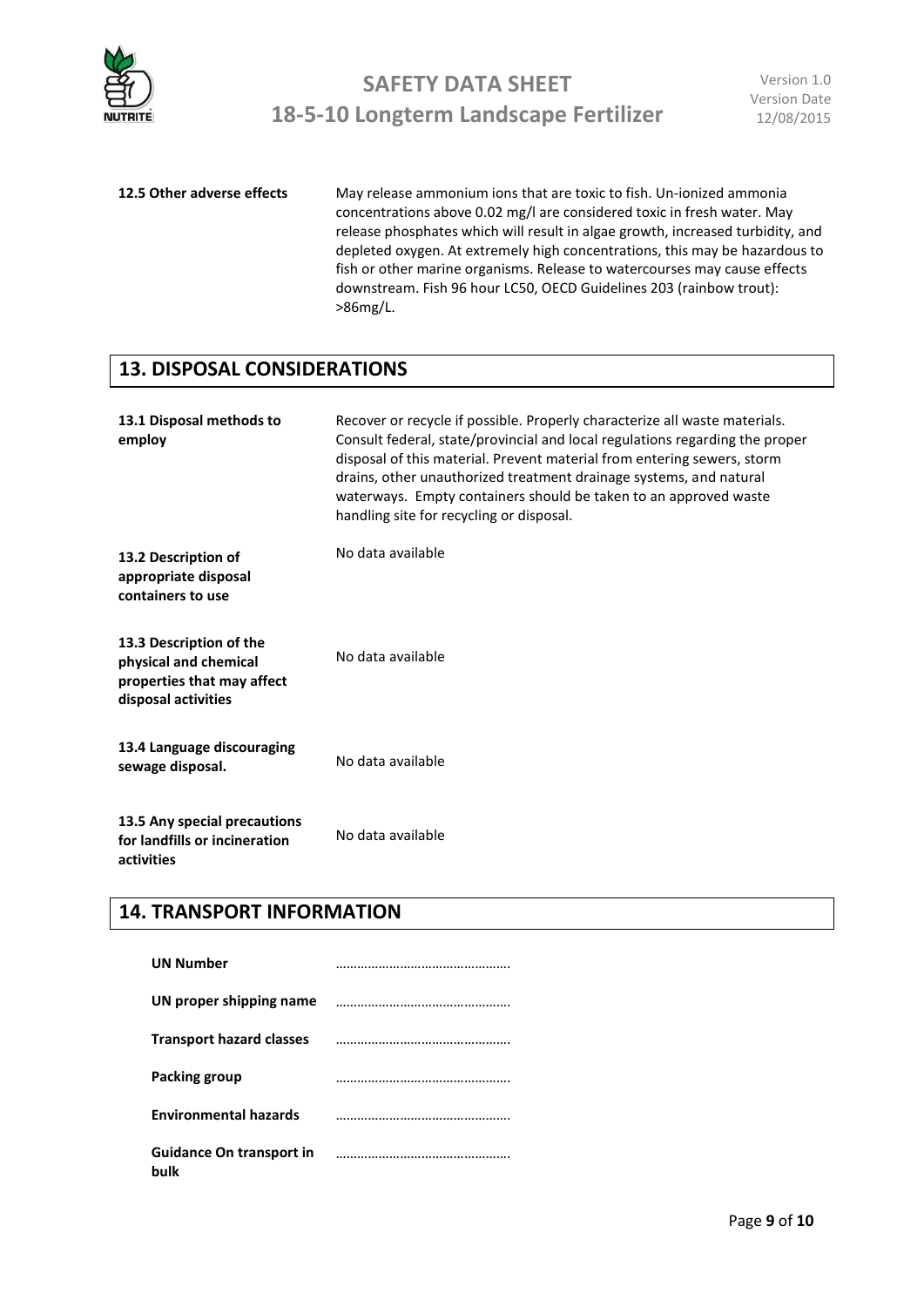**12.5 Other adverse effects**

May release ammonium ions that are toxic to fish. Un-ionized ammonia concentrations above 0.02 mg/l are considered toxic in fresh water. May release phosphates which will result in algae growth, increased turbidity, and depleted oxygen. At extremely high concentrations, this may be hazardous to fish or other marine organisms. Release to watercourses may cause effects downstream. Fish 96 hour LC50, OECD Guidelines 203 (rainbow trout): >86mg/L.

## 13. DISPOSAL CONSIDERATIONS

| | |
|---|---|
| **13.1 Disposal methods to employ** | Recover or recycle if possible. Properly characterize all waste materials. Consult federal, state/provincial and local regulations regarding the proper disposal of this material. Prevent material from entering sewers, storm drains, other unauthorized treatment drainage systems, and natural waterways. Empty containers should be taken to an approved waste handling site for recycling or disposal. |
| **13.2 Description of appropriate disposal containers to use** | No data available |
| **13.3 Description of the physical and chemical properties that may affect disposal activities** | No data available |
| **13.4 Language discouraging sewage disposal.** | No data available |
| **13.5 Any special precautions for landfills or incineration activities** | No data available |

## 14. TRANSPORT INFORMATION

| | |
|---|---|
| **UN Number** | ………………………………………. |
| **UN proper shipping name** | ………………………………………. |
| **Transport hazard classes** | ………………………………………. |
| **Packing group** | ………………………………………. |
| **Environmental hazards** | ………………………………………. |
| **Guidance On transport in bulk** | ………………………………………. |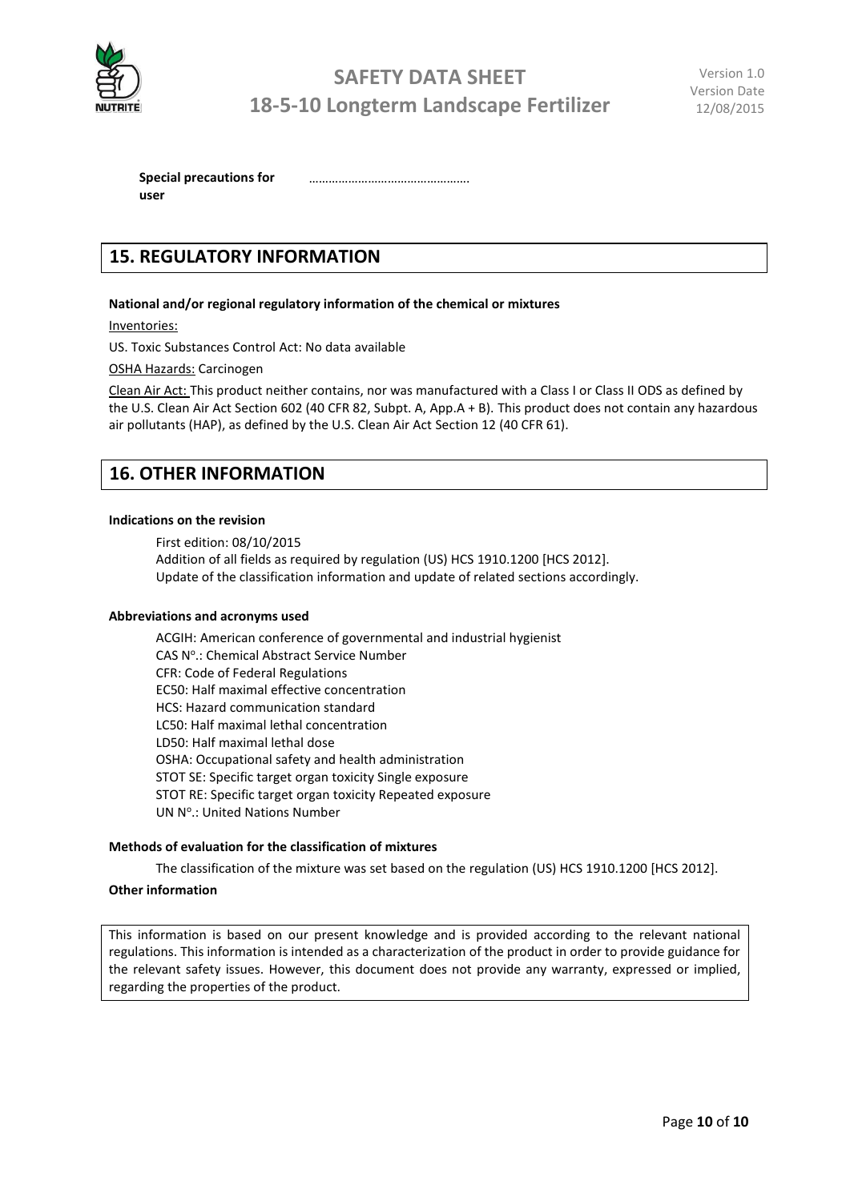**Special precautions for user** ……………………………………….

## 15. REGULATORY INFORMATION

**National and/or regional regulatory information of the chemical or mixtures**

Inventories:

US. Toxic Substances Control Act: No data available

OSHA Hazards: Carcinogen

Clean Air Act: This product neither contains, nor was manufactured with a Class I or Class II ODS as defined by the U.S. Clean Air Act Section 602 (40 CFR 82, Subpt. A, App.A + B). This product does not contain any hazardous air pollutants (HAP), as defined by the U.S. Clean Air Act Section 12 (40 CFR 61).

## 16. OTHER INFORMATION

**Indications on the revision**

First edition: 08/10/2015
Addition of all fields as required by regulation (US) HCS 1910.1200 [HCS 2012].
Update of the classification information and update of related sections accordingly.

**Abbreviations and acronyms used**

ACGIH: American conference of governmental and industrial hygienist
CAS N°.: Chemical Abstract Service Number
CFR: Code of Federal Regulations
EC50: Half maximal effective concentration
HCS: Hazard communication standard
LC50: Half maximal lethal concentration
LD50: Half maximal lethal dose
OSHA: Occupational safety and health administration
STOT SE: Specific target organ toxicity Single exposure
STOT RE: Specific target organ toxicity Repeated exposure
UN N°.: United Nations Number

**Methods of evaluation for the classification of mixtures**

The classification of the mixture was set based on the regulation (US) HCS 1910.1200 [HCS 2012].

**Other information**

This information is based on our present knowledge and is provided according to the relevant national regulations. This information is intended as a characterization of the product in order to provide guidance for the relevant safety issues. However, this document does not provide any warranty, expressed or implied, regarding the properties of the product.